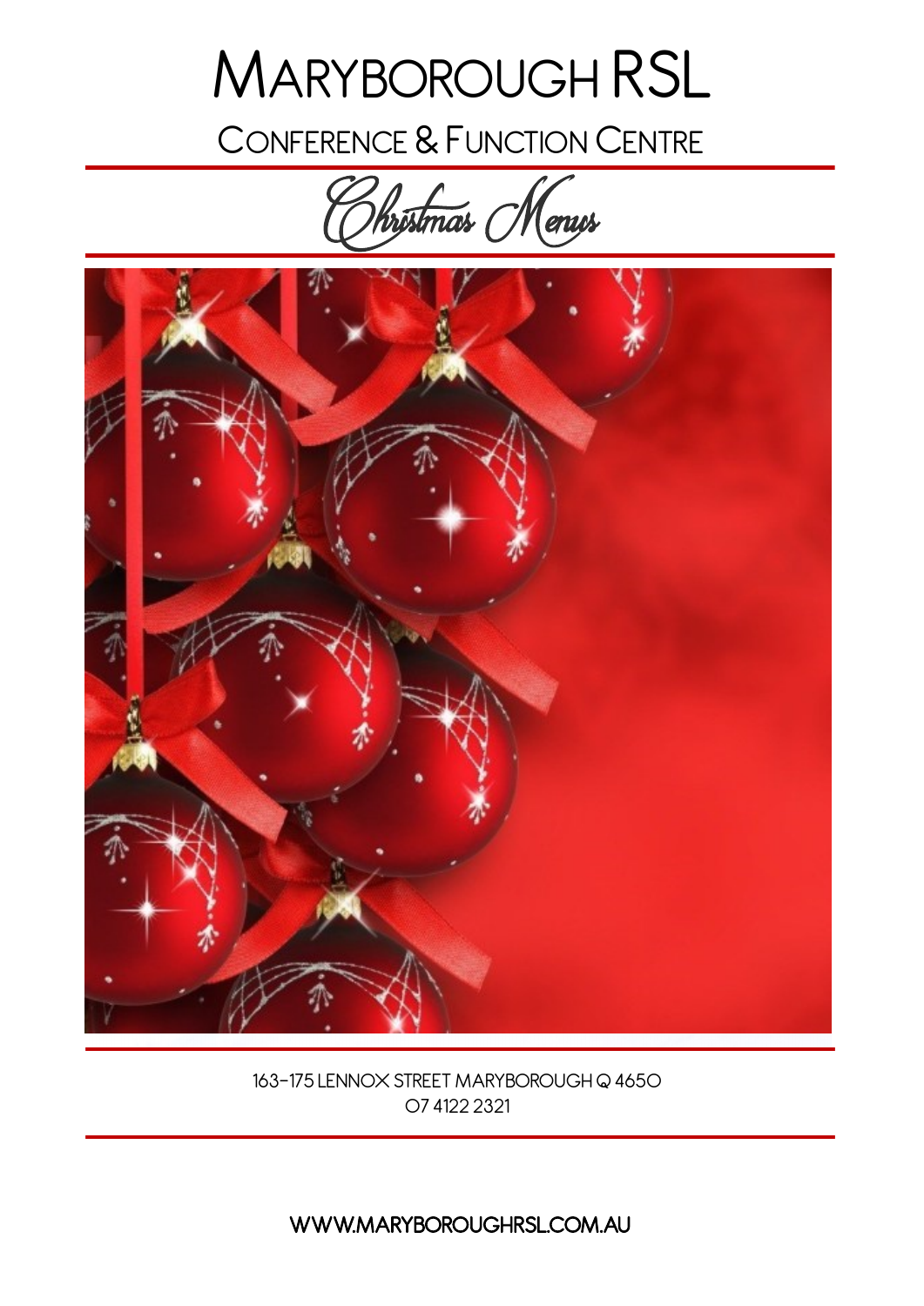# Maryborough RSL

## Conference & Function Centre

## Christmas Menus

163-175 LENNOX STREET MARYBOROUGH Q 4650
07 4122 2321

**WWW.MARYBOROUGHRSL.COM.AU**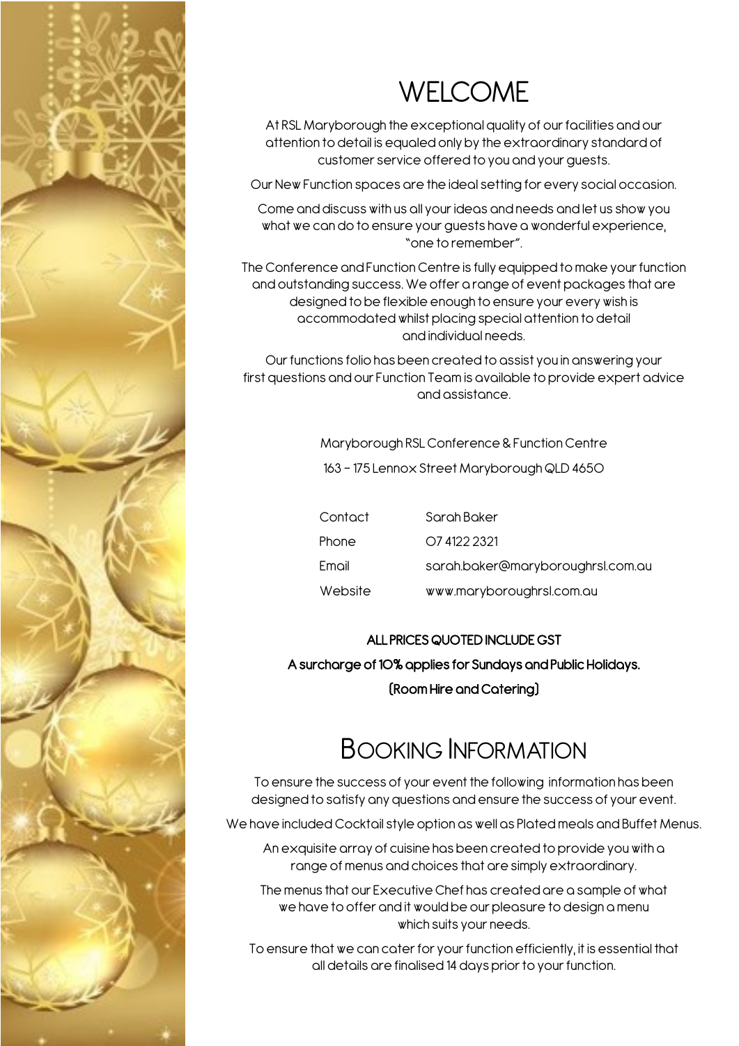# WELCOME

At RSL Maryborough the exceptional quality of our facilities and our attention to detail is equaled only by the extraordinary standard of customer service offered to you and your guests.

Our New Function spaces are the ideal setting for every social occasion.

Come and discuss with us all your ideas and needs and let us show you what we can do to ensure your guests have a wonderful experience, "one to remember".

The Conference and Function Centre is fully equipped to make your function and outstanding success. We offer a range of event packages that are designed to be flexible enough to ensure your every wish is accommodated whilst placing special attention to detail and individual needs.

Our functions folio has been created to assist you in answering your first questions and our Function Team is available to provide expert advice and assistance.

Maryborough RSL Conference & Function Centre

163 – 175 Lennox Street Maryborough QLD 4650

| | |
|---|---|
| Contact | Sarah Baker |
| Phone | 07 4122 2321 |
| Email | sarah.baker@maryboroughrsl.com.au |
| Website | www.maryboroughrsl.com.au |

**ALL PRICES QUOTED INCLUDE GST**

**A surcharge of 10% applies for Sundays and Public Holidays.**

**(Room Hire and Catering)**

# Booking Information

To ensure the success of your event the following information has been designed to satisfy any questions and ensure the success of your event.

We have included Cocktail style option as well as Plated meals and Buffet Menus.

An exquisite array of cuisine has been created to provide you with a range of menus and choices that are simply extraordinary.

The menus that our Executive Chef has created are a sample of what we have to offer and it would be our pleasure to design a menu which suits your needs.

To ensure that we can cater for your function efficiently, it is essential that all details are finalised 14 days prior to your function.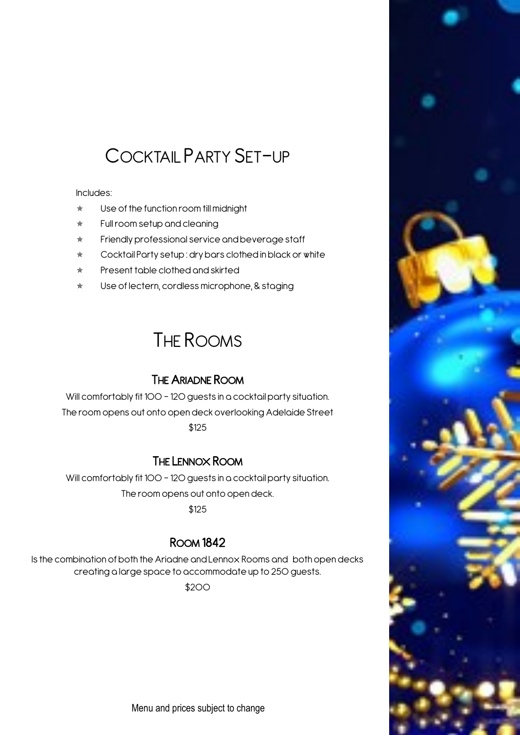# Cocktail Party Set-up

Includes:

- Use of the function room till midnight
- Full room setup and cleaning
- Friendly professional service and beverage staff
- Cocktail Party setup : dry bars clothed in black or white
- Present table clothed and skirted
- Use of lectern, cordless microphone, & staging

# The Rooms

## The Ariadne Room

Will comfortably fit 100 – 120 guests in a cocktail party situation.
The room opens out onto open deck overlooking Adelaide Street
$125

## The Lennox Room

Will comfortably fit 100 – 120 guests in a cocktail party situation.
The room opens out onto open deck.
$125

## Room 1842

Is the combination of both the Ariadne and Lennox Rooms and both open decks creating a large space to accommodate up to 250 guests.
$200

Menu and prices subject to change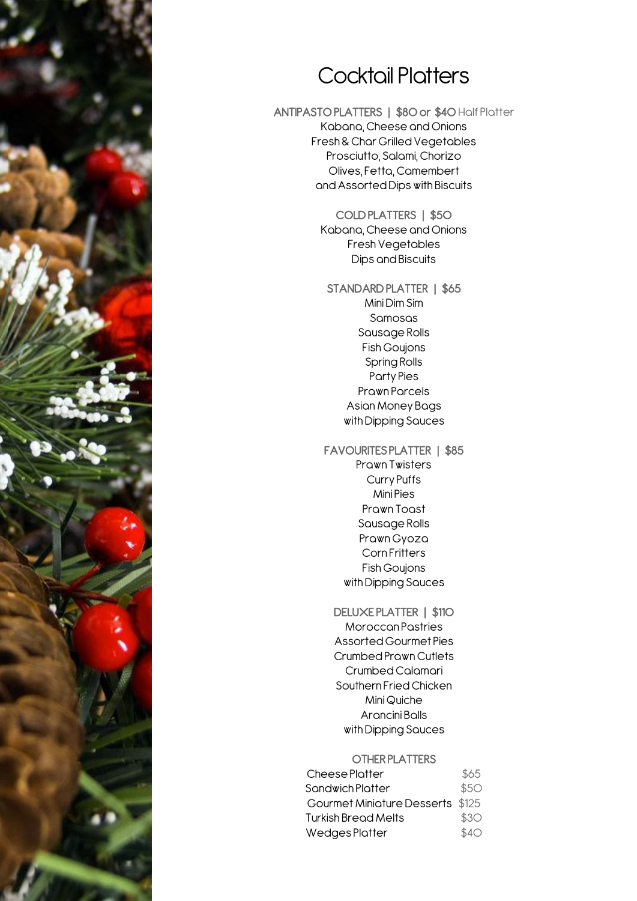# Cocktail Platters

**ANTIPASTO PLATTERS | $80 or $40** Half Platter

Kabana, Cheese and Onions
Fresh & Char Grilled Vegetables
Prosciutto, Salami, Chorizo
Olives, Fetta, Camembert
and Assorted Dips with Biscuits

**COLD PLATTERS | $50**

Kabana, Cheese and Onions
Fresh Vegetables
Dips and Biscuits

**STANDARD PLATTER | $65**

Mini Dim Sim
Samosas
Sausage Rolls
Fish Goujons
Spring Rolls
Party Pies
Prawn Parcels
Asian Money Bags
with Dipping Sauces

**FAVOURITES PLATTER | $85**

Prawn Twisters
Curry Puffs
Mini Pies
Prawn Toast
Sausage Rolls
Prawn Gyoza
Corn Fritters
Fish Goujons
with Dipping Sauces

**DELUXE PLATTER | $110**

Moroccan Pastries
Assorted Gourmet Pies
Crumbed Prawn Cutlets
Crumbed Calamari
Southern Fried Chicken
Mini Quiche
Arancini Balls
with Dipping Sauces

**OTHER PLATTERS**

| Item | Price |
| --- | --- |
| Cheese Platter | $65 |
| Sandwich Platter | $50 |
| Gourmet Miniature Desserts | $125 |
| Turkish Bread Melts | $30 |
| Wedges Platter | $40 |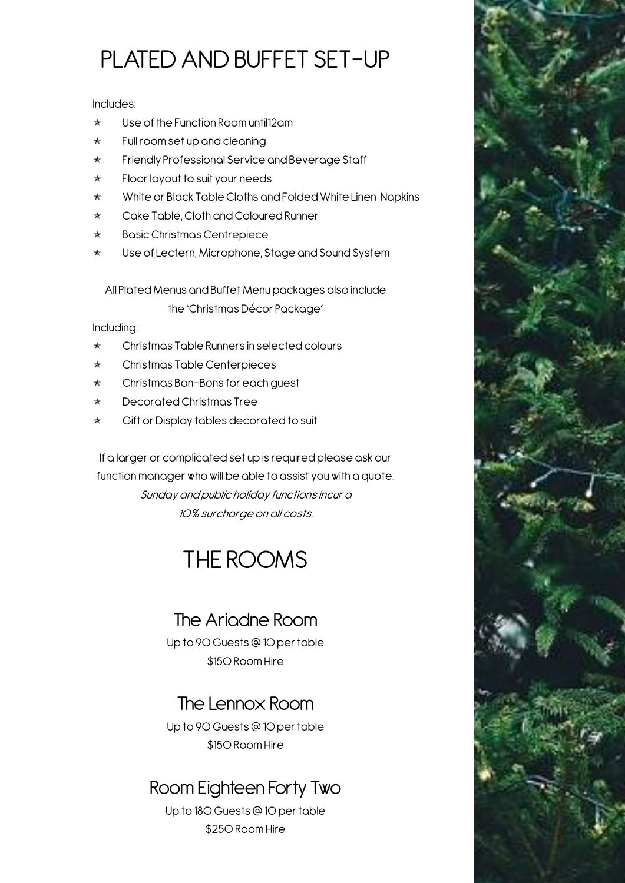# PLATED AND BUFFET SET-UP

Includes:

- Use of the Function Room until 12am
- Full room set up and cleaning
- Friendly Professional Service and Beverage Staff
- Floor layout to suit your needs
- White or Black Table Cloths and Folded White Linen Napkins
- Cake Table, Cloth and Coloured Runner
- Basic Christmas Centrepiece
- Use of Lectern, Microphone, Stage and Sound System

All Plated Menus and Buffet Menu packages also include the 'Christmas Décor Package'

Including:

- Christmas Table Runners in selected colours
- Christmas Table Centerpieces
- Christmas Bon-Bons for each guest
- Decorated Christmas Tree
- Gift or Display tables decorated to suit

If a larger or complicated set up is required please ask our function manager who will be able to assist you with a quote.

*Sunday and public holiday functions incur a 10% surcharge on all costs.*

# THE ROOMS

## The Ariadne Room

Up to 90 Guests @ 10 per table

$150 Room Hire

## The Lennox Room

Up to 90 Guests @ 10 per table

$150 Room Hire

## Room Eighteen Forty Two

Up to 180 Guests @ 10 per table

$250 Room Hire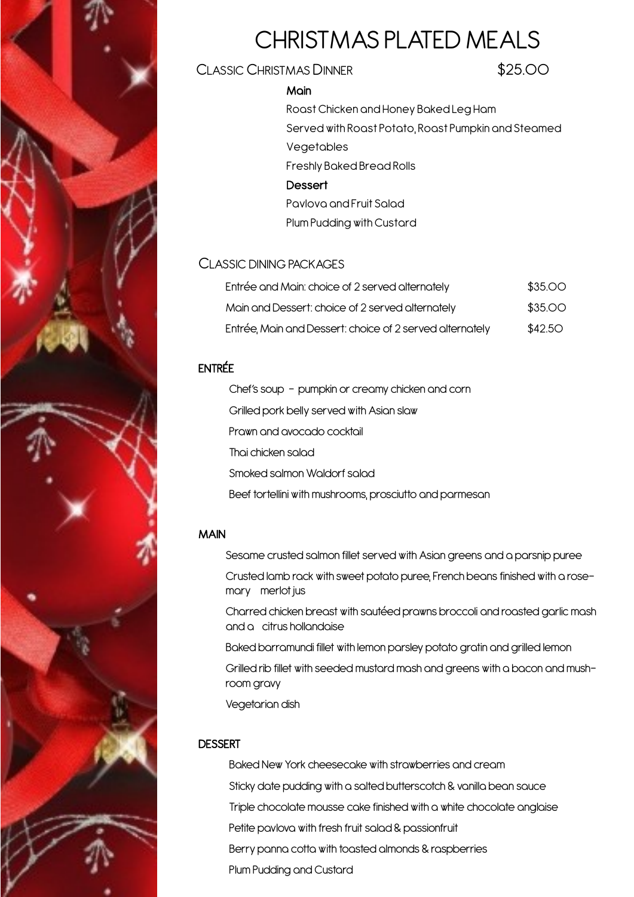# CHRISTMAS PLATED MEALS

## Classic Christmas Dinner — $25.00

**Main**

Roast Chicken and Honey Baked Leg Ham

Served with Roast Potato, Roast Pumpkin and Steamed Vegetables

Freshly Baked Bread Rolls

**Dessert**

Pavlova and Fruit Salad

Plum Pudding with Custard

## Classic Dining Packages

| | |
|---|---|
| Entrée and Main: choice of 2 served alternately | $35.00 |
| Main and Dessert: choice of 2 served alternately | $35.00 |
| Entrée, Main and Dessert: choice of 2 served alternately | $42.50 |

## ENTRÉE

Chef's soup – pumpkin or creamy chicken and corn

Grilled pork belly served with Asian slaw

Prawn and avocado cocktail

Thai chicken salad

Smoked salmon Waldorf salad

Beef tortellini with mushrooms, prosciutto and parmesan

## MAIN

Sesame crusted salmon fillet served with Asian greens and a parsnip puree

Crusted lamb rack with sweet potato puree, French beans finished with a rosemary merlot jus

Charred chicken breast with sautéed prawns broccoli and roasted garlic mash and a citrus hollandaise

Baked barramundi fillet with lemon parsley potato gratin and grilled lemon

Grilled rib fillet with seeded mustard mash and greens with a bacon and mushroom gravy

Vegetarian dish

## DESSERT

Baked New York cheesecake with strawberries and cream

Sticky date pudding with a salted butterscotch & vanilla bean sauce

Triple chocolate mousse cake finished with a white chocolate anglaise

Petite pavlova with fresh fruit salad & passionfruit

Berry panna cotta with toasted almonds & raspberries

Plum Pudding and Custard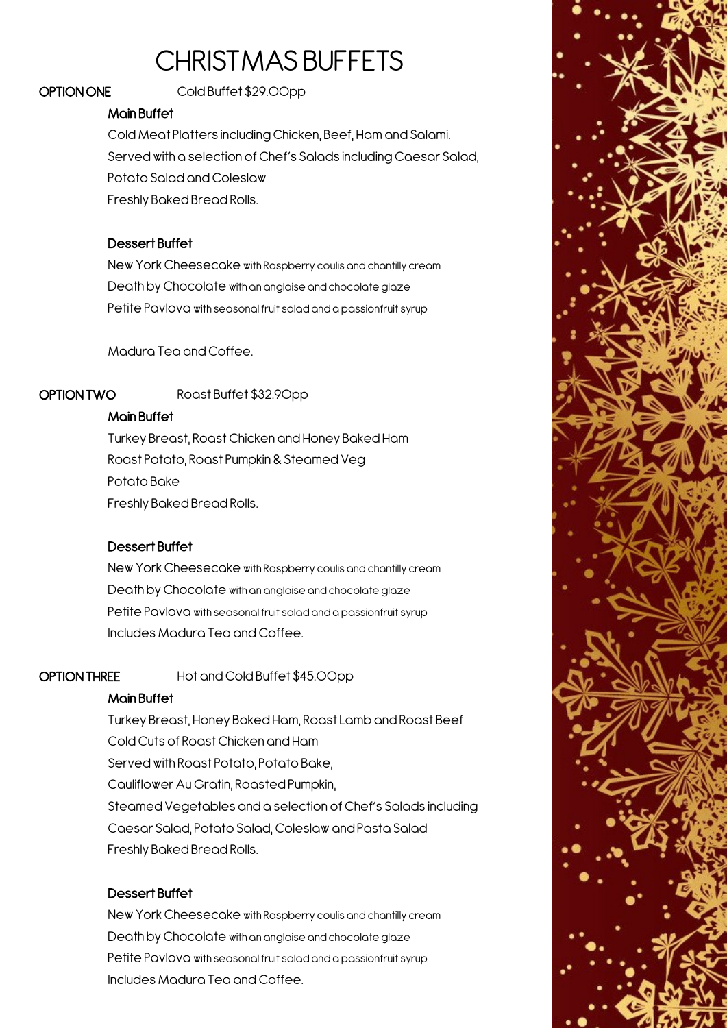# CHRISTMAS BUFFETS

**OPTION ONE** Cold Buffet $29.00pp

### Main Buffet

Cold Meat Platters including Chicken, Beef, Ham and Salami.
Served with a selection of Chef's Salads including Caesar Salad, Potato Salad and Coleslaw
Freshly Baked Bread Rolls.

### Dessert Buffet

New York Cheesecake with Raspberry coulis and chantilly cream
Death by Chocolate with an anglaise and chocolate glaze
Petite Pavlova with seasonal fruit salad and a passionfruit syrup

Madura Tea and Coffee.

**OPTION TWO** Roast Buffet $32.90pp

### Main Buffet

Turkey Breast, Roast Chicken and Honey Baked Ham
Roast Potato, Roast Pumpkin & Steamed Veg
Potato Bake
Freshly Baked Bread Rolls.

### Dessert Buffet

New York Cheesecake with Raspberry coulis and chantilly cream
Death by Chocolate with an anglaise and chocolate glaze
Petite Pavlova with seasonal fruit salad and a passionfruit syrup
Includes Madura Tea and Coffee.

**OPTION THREE** Hot and Cold Buffet $45.00pp

### Main Buffet

Turkey Breast, Honey Baked Ham, Roast Lamb and Roast Beef
Cold Cuts of Roast Chicken and Ham
Served with Roast Potato, Potato Bake,
Cauliflower Au Gratin, Roasted Pumpkin,
Steamed Vegetables and a selection of Chef's Salads including Caesar Salad, Potato Salad, Coleslaw and Pasta Salad
Freshly Baked Bread Rolls.

### Dessert Buffet

New York Cheesecake with Raspberry coulis and chantilly cream
Death by Chocolate with an anglaise and chocolate glaze
Petite Pavlova with seasonal fruit salad and a passionfruit syrup
Includes Madura Tea and Coffee.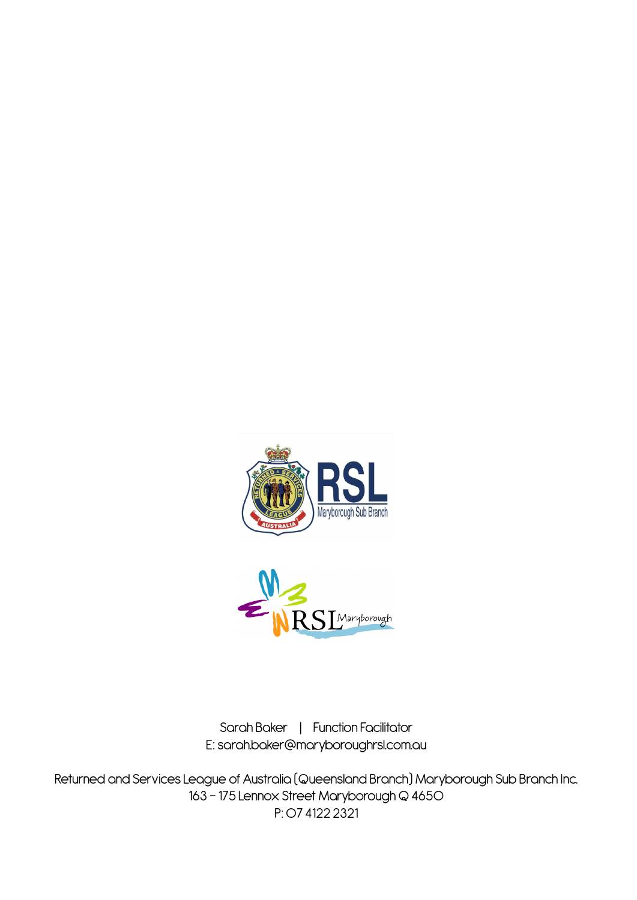Sarah Baker | Function Facilitator
E: sarah.baker@maryboroughrsl.com.au

Returned and Services League of Australia (Queensland Branch) Maryborough Sub Branch Inc.
163 - 175 Lennox Street Maryborough Q 4650
P: 07 4122 2321